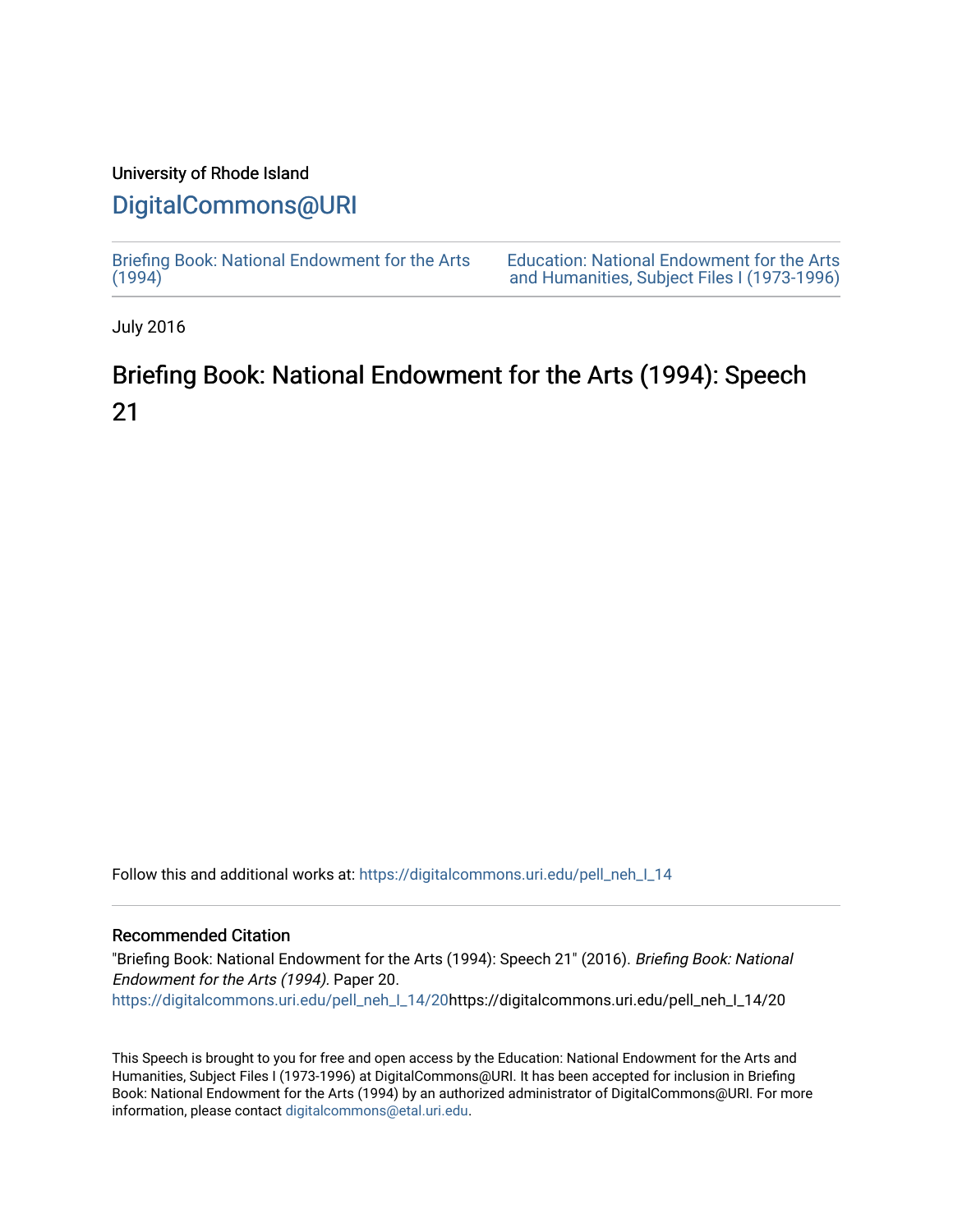University of Rhode Island

## DigitalCommons@URI

Briefing Book: National Endowment for the Arts (1994)

Education: National Endowment for the Arts and Humanities, Subject Files I (1973-1996)

July 2016

# Briefing Book: National Endowment for the Arts (1994): Speech 21

Follow this and additional works at: https://digitalcommons.uri.edu/pell_neh_I_14

### Recommended Citation

"Briefing Book: National Endowment for the Arts (1994): Speech 21" (2016). *Briefing Book: National Endowment for the Arts (1994).* Paper 20.
https://digitalcommons.uri.edu/pell_neh_I_14/20https://digitalcommons.uri.edu/pell_neh_I_14/20

This Speech is brought to you for free and open access by the Education: National Endowment for the Arts and Humanities, Subject Files I (1973-1996) at DigitalCommons@URI. It has been accepted for inclusion in Briefing Book: National Endowment for the Arts (1994) by an authorized administrator of DigitalCommons@URI. For more information, please contact digitalcommons@etal.uri.edu.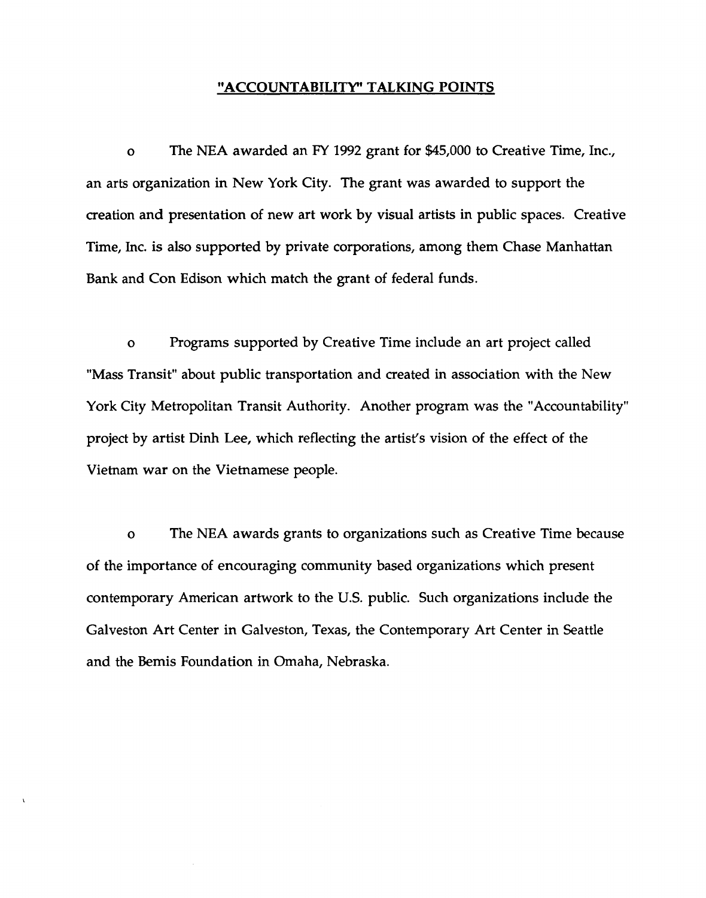## "ACCOUNTABILITY" TALKING POINTS

- The NEA awarded an FY 1992 grant for $45,000 to Creative Time, Inc., an arts organization in New York City. The grant was awarded to support the creation and presentation of new art work by visual artists in public spaces. Creative Time, Inc. is also supported by private corporations, among them Chase Manhattan Bank and Con Edison which match the grant of federal funds.

- Programs supported by Creative Time include an art project called "Mass Transit" about public transportation and created in association with the New York City Metropolitan Transit Authority. Another program was the "Accountability" project by artist Dinh Lee, which reflecting the artist's vision of the effect of the Vietnam war on the Vietnamese people.

- The NEA awards grants to organizations such as Creative Time because of the importance of encouraging community based organizations which present contemporary American artwork to the U.S. public. Such organizations include the Galveston Art Center in Galveston, Texas, the Contemporary Art Center in Seattle and the Bemis Foundation in Omaha, Nebraska.